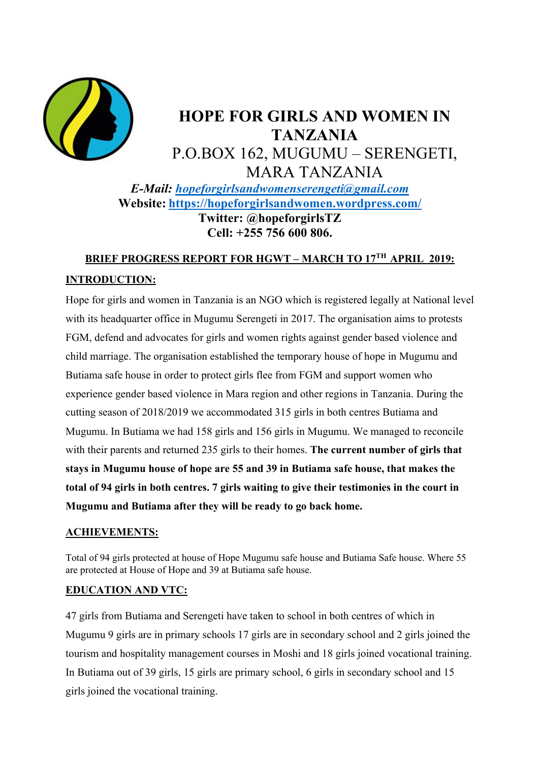# HOPE FOR GIRLS AND WOMEN IN TANZANIA

P.O.BOX 162, MUGUMU – SERENGETI, MARA TANZANIA

***E-Mail:*** *hopeforgirlsandwomenserengeti@gmail.com*
**Website:** https://hopeforgirlsandwomen.wordpress.com/
**Twitter: @hopeforgirlsTZ**
**Cell: +255 756 600 806.**

## BRIEF PROGRESS REPORT FOR HGWT – MARCH TO 17TH APRIL 2019:

## INTRODUCTION:

Hope for girls and women in Tanzania is an NGO which is registered legally at National level with its headquarter office in Mugumu Serengeti in 2017. The organisation aims to protests FGM, defend and advocates for girls and women rights against gender based violence and child marriage. The organisation established the temporary house of hope in Mugumu and Butiama safe house in order to protect girls flee from FGM and support women who experience gender based violence in Mara region and other regions in Tanzania. During the cutting season of 2018/2019 we accommodated 315 girls in both centres Butiama and Mugumu. In Butiama we had 158 girls and 156 girls in Mugumu. We managed to reconcile with their parents and returned 235 girls to their homes. **The current number of girls that stays in Mugumu house of hope are 55 and 39 in Butiama safe house, that makes the total of 94 girls in both centres. 7 girls waiting to give their testimonies in the court in Mugumu and Butiama after they will be ready to go back home.**

## ACHIEVEMENTS:

Total of 94 girls protected at house of Hope Mugumu safe house and Butiama Safe house. Where 55 are protected at House of Hope and 39 at Butiama safe house.

## EDUCATION AND VTC:

47 girls from Butiama and Serengeti have taken to school in both centres of which in Mugumu 9 girls are in primary schools 17 girls are in secondary school and 2 girls joined the tourism and hospitality management courses in Moshi and 18 girls joined vocational training. In Butiama out of 39 girls, 15 girls are primary school, 6 girls in secondary school and 15 girls joined the vocational training.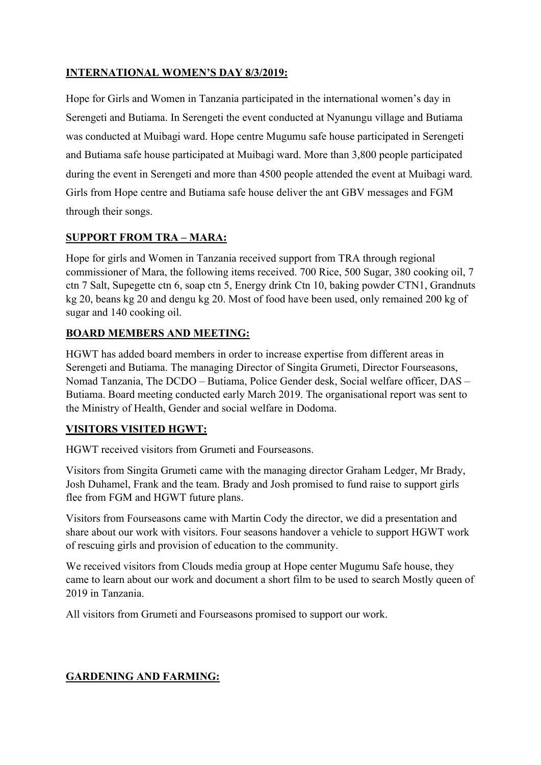## **INTERNATIONAL WOMEN'S DAY 8/3/2019:**

Hope for Girls and Women in Tanzania participated in the international women's day in Serengeti and Butiama. In Serengeti the event conducted at Nyanungu village and Butiama was conducted at Muibagi ward. Hope centre Mugumu safe house participated in Serengeti and Butiama safe house participated at Muibagi ward. More than 3,800 people participated during the event in Serengeti and more than 4500 people attended the event at Muibagi ward. Girls from Hope centre and Butiama safe house deliver the ant GBV messages and FGM through their songs.

## **SUPPORT FROM TRA – MARA:**

Hope for girls and Women in Tanzania received support from TRA through regional commissioner of Mara, the following items received. 700 Rice, 500 Sugar, 380 cooking oil, 7 ctn 7 Salt, Supegette ctn 6, soap ctn 5, Energy drink Ctn 10, baking powder CTN1, Grandnuts kg 20, beans kg 20 and dengu kg 20. Most of food have been used, only remained 200 kg of sugar and 140 cooking oil.

## **BOARD MEMBERS AND MEETING:**

HGWT has added board members in order to increase expertise from different areas in Serengeti and Butiama. The managing Director of Singita Grumeti, Director Fourseasons, Nomad Tanzania, The DCDO – Butiama, Police Gender desk, Social welfare officer, DAS – Butiama. Board meeting conducted early March 2019. The organisational report was sent to the Ministry of Health, Gender and social welfare in Dodoma.

## **VISITORS VISITED HGWT:**

HGWT received visitors from Grumeti and Fourseasons.

Visitors from Singita Grumeti came with the managing director Graham Ledger, Mr Brady, Josh Duhamel, Frank and the team. Brady and Josh promised to fund raise to support girls flee from FGM and HGWT future plans.

Visitors from Fourseasons came with Martin Cody the director, we did a presentation and share about our work with visitors. Four seasons handover a vehicle to support HGWT work of rescuing girls and provision of education to the community.

We received visitors from Clouds media group at Hope center Mugumu Safe house, they came to learn about our work and document a short film to be used to search Mostly queen of 2019 in Tanzania.

All visitors from Grumeti and Fourseasons promised to support our work.

## **GARDENING AND FARMING:**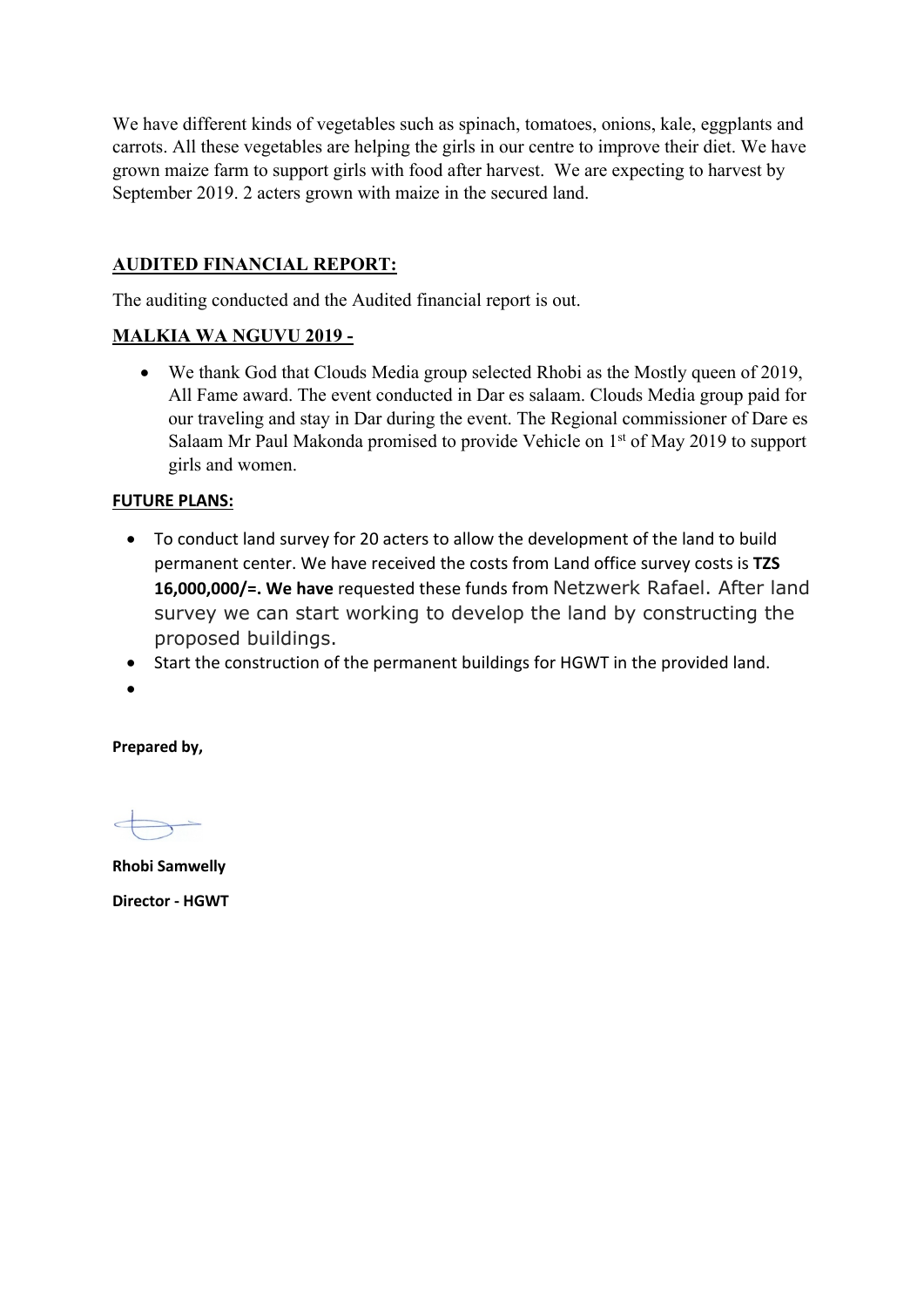We have different kinds of vegetables such as spinach, tomatoes, onions, kale, eggplants and carrots. All these vegetables are helping the girls in our centre to improve their diet. We have grown maize farm to support girls with food after harvest. We are expecting to harvest by September 2019. 2 acters grown with maize in the secured land.

## AUDITED FINANCIAL REPORT:

The auditing conducted and the Audited financial report is out.

## MALKIA WA NGUVU 2019 -

- We thank God that Clouds Media group selected Rhobi as the Mostly queen of 2019, All Fame award. The event conducted in Dar es salaam. Clouds Media group paid for our traveling and stay in Dar during the event. The Regional commissioner of Dare es Salaam Mr Paul Makonda promised to provide Vehicle on 1st of May 2019 to support girls and women.

## FUTURE PLANS:

- To conduct land survey for 20 acters to allow the development of the land to build permanent center. We have received the costs from Land office survey costs is **TZS 16,000,000/=. We have** requested these funds from Netzwerk Rafael. After land survey we can start working to develop the land by constructing the proposed buildings.
- Start the construction of the permanent buildings for HGWT in the provided land.

**Prepared by,**

**Rhobi Samwelly**

**Director - HGWT**